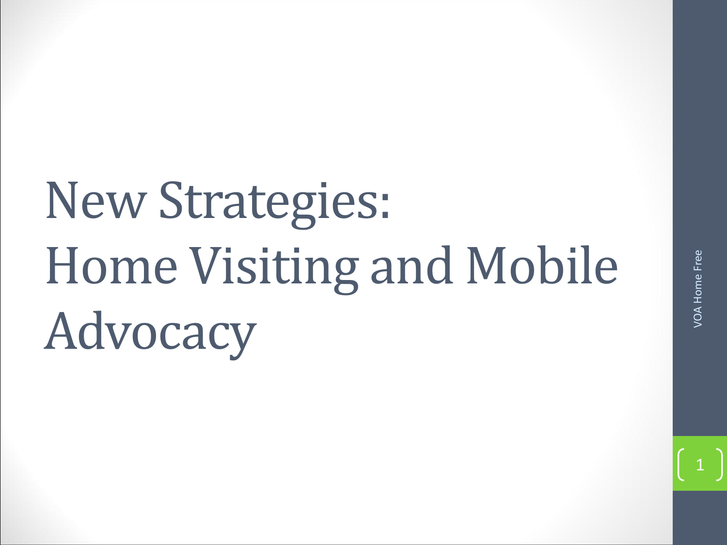# New Strategies: Home Visiting and Mobile Advocacy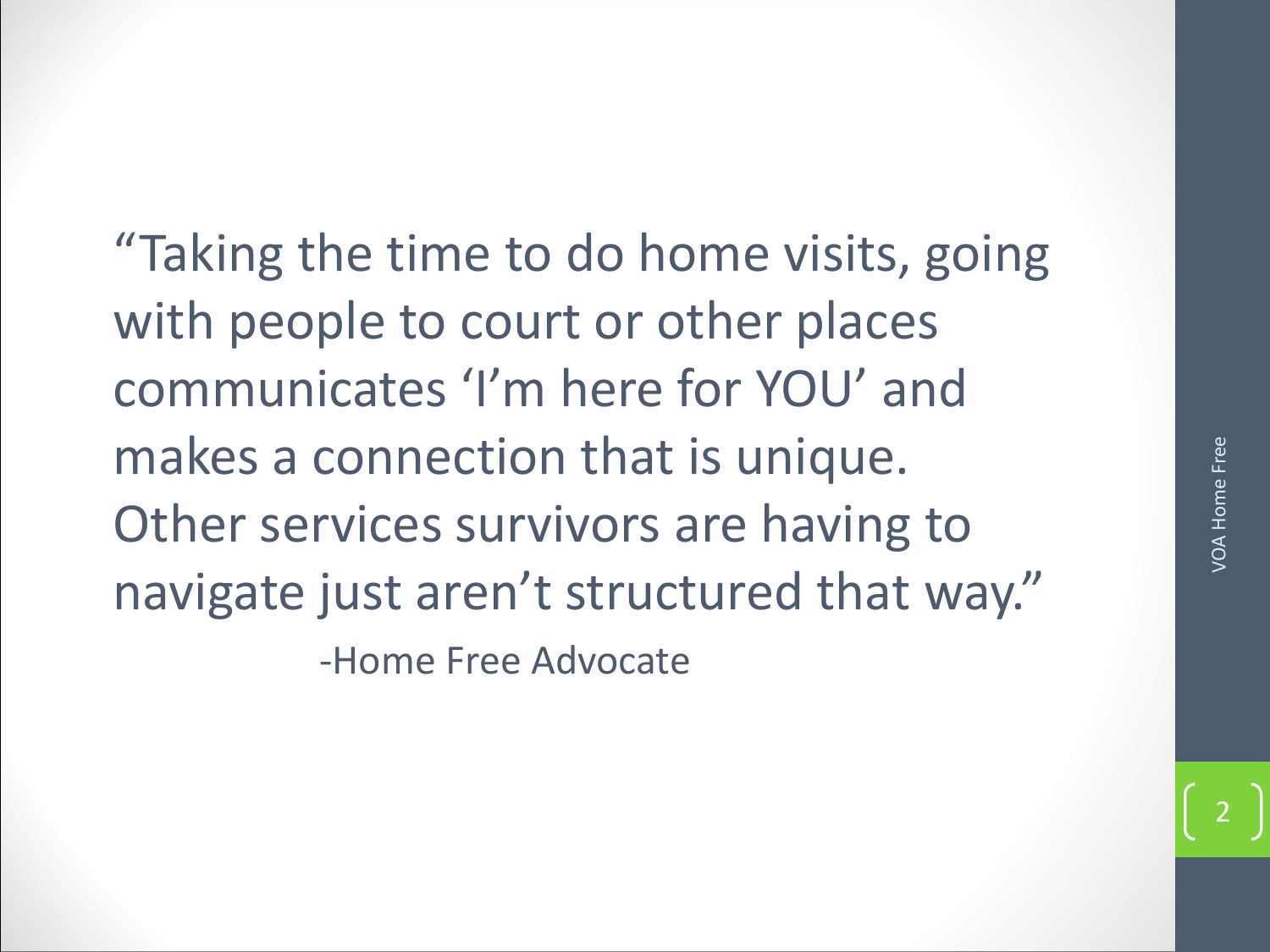"Taking the time to do home visits, going with people to court or other places communicates 'I'm here for YOU' and makes a connection that is unique. Other services survivors are having to navigate just aren't structured that way."

-Home Free Advocate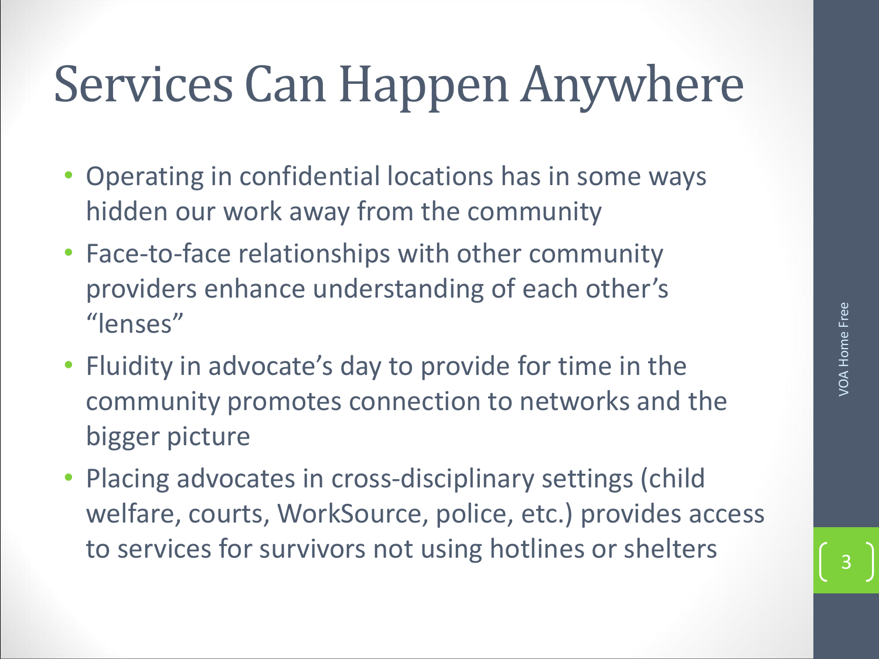# Services Can Happen Anywhere

- Operating in confidential locations has in some ways hidden our work away from the community
- Face-to-face relationships with other community providers enhance understanding of each other's "lenses"
- Fluidity in advocate's day to provide for time in the community promotes connection to networks and the bigger picture
- Placing advocates in cross-disciplinary settings (child welfare, courts, WorkSource, police, etc.) provides access to services for survivors not using hotlines or shelters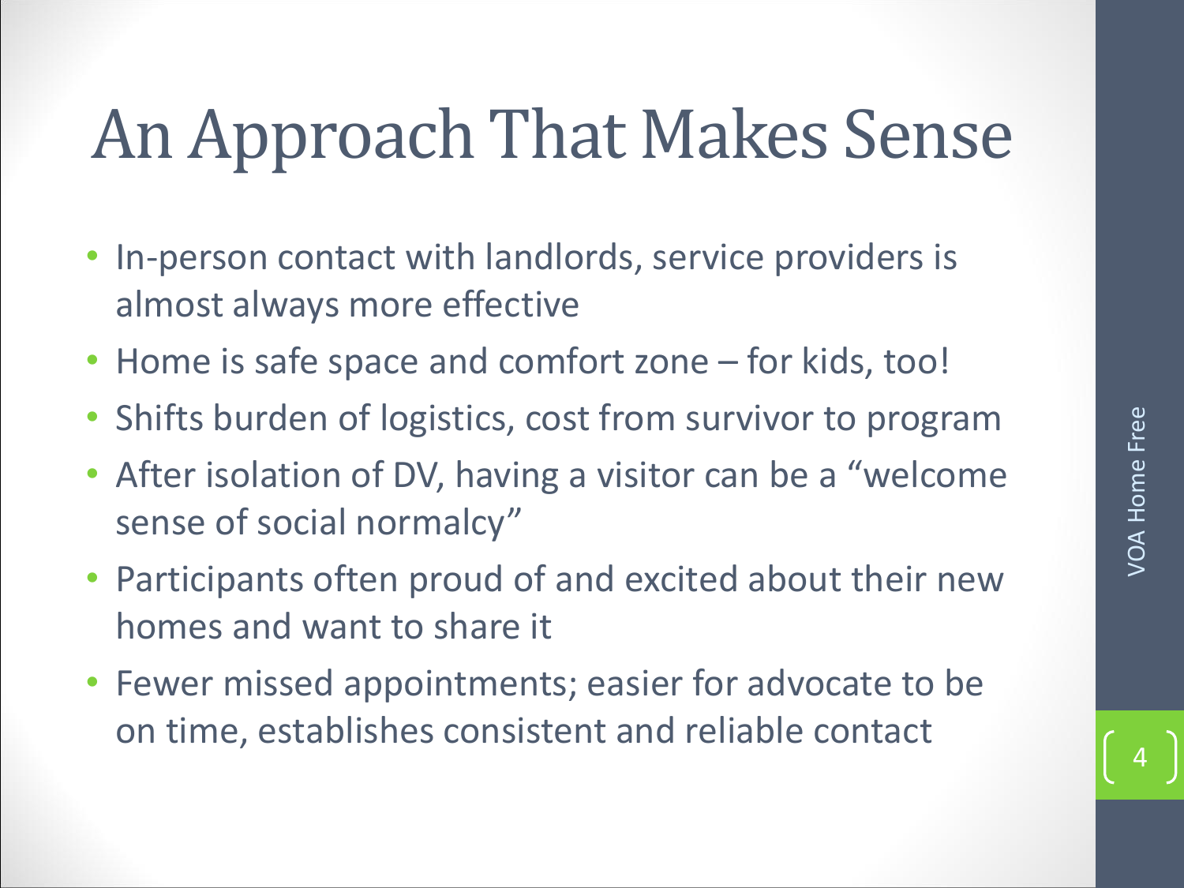# An Approach That Makes Sense

- In-person contact with landlords, service providers is almost always more effective
- Home is safe space and comfort zone – for kids, too!
- Shifts burden of logistics, cost from survivor to program
- After isolation of DV, having a visitor can be a "welcome sense of social normalcy"
- Participants often proud of and excited about their new homes and want to share it
- Fewer missed appointments; easier for advocate to be on time, establishes consistent and reliable contact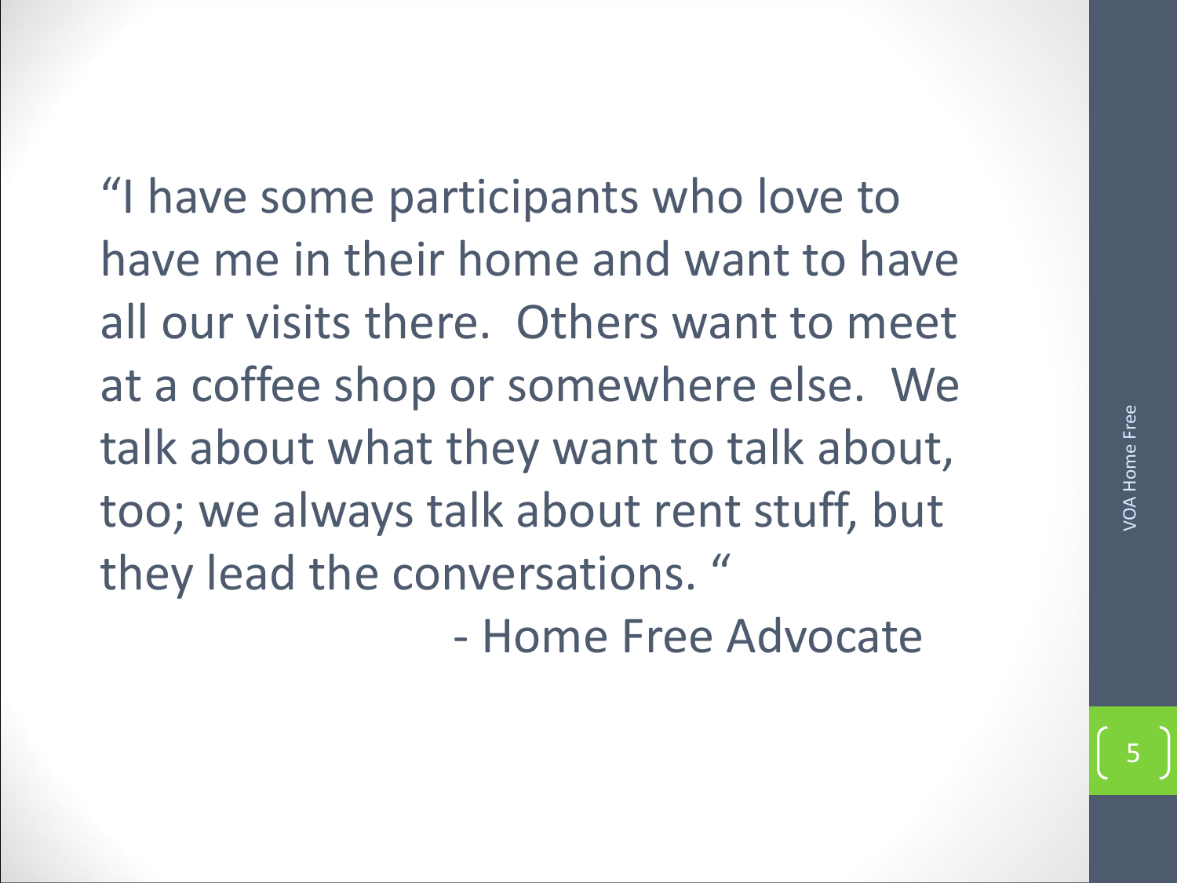"I have some participants who love to have me in their home and want to have all our visits there. Others want to meet at a coffee shop or somewhere else. We talk about what they want to talk about, too; we always talk about rent stuff, but they lead the conversations. "

- Home Free Advocate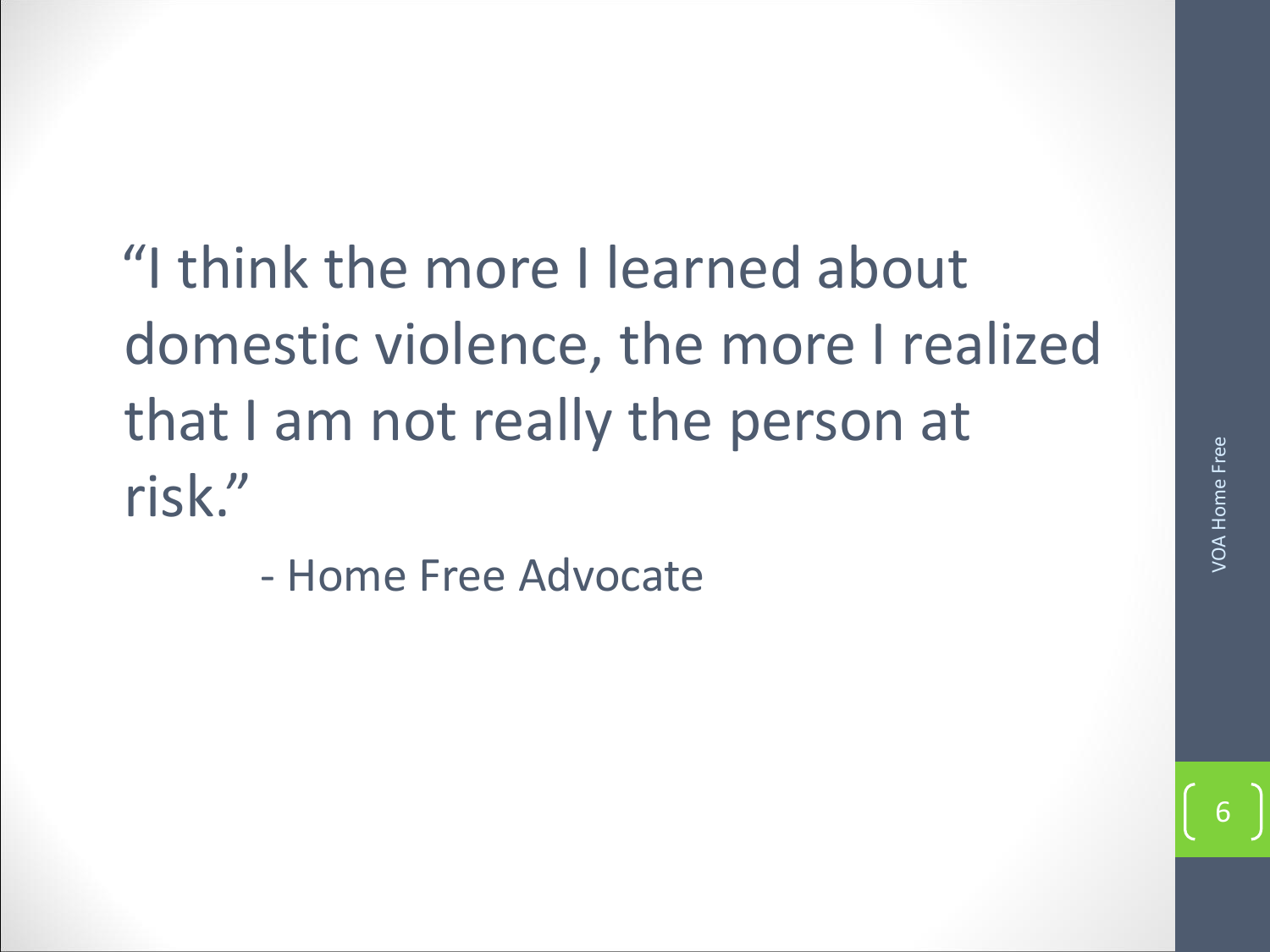"I think the more I learned about domestic violence, the more I realized that I am not really the person at risk."

- Home Free Advocate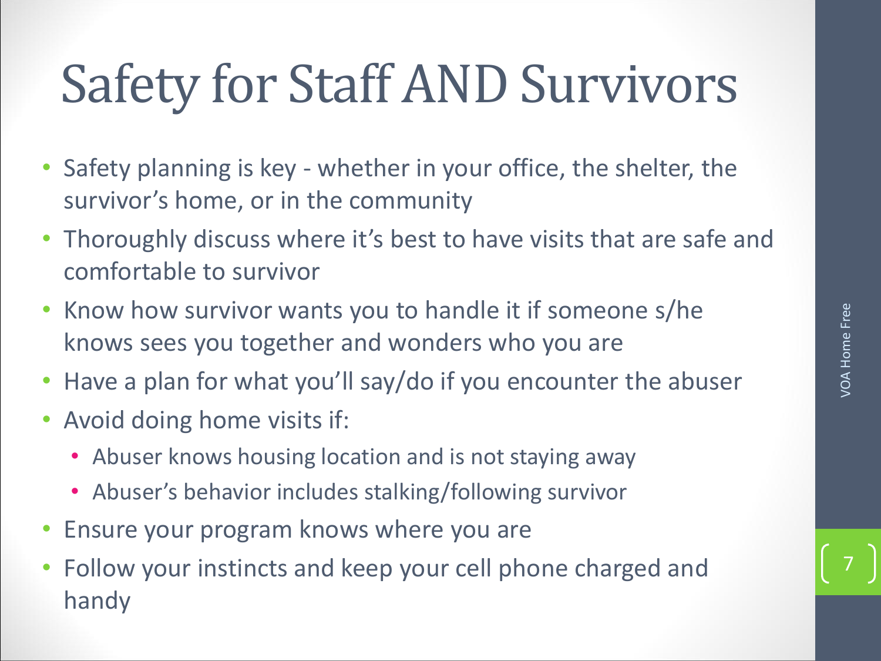# Safety for Staff AND Survivors

- Safety planning is key - whether in your office, the shelter, the survivor's home, or in the community
- Thoroughly discuss where it's best to have visits that are safe and comfortable to survivor
- Know how survivor wants you to handle it if someone s/he knows sees you together and wonders who you are
- Have a plan for what you'll say/do if you encounter the abuser
- Avoid doing home visits if:
  - Abuser knows housing location and is not staying away
  - Abuser's behavior includes stalking/following survivor
- Ensure your program knows where you are
- Follow your instincts and keep your cell phone charged and handy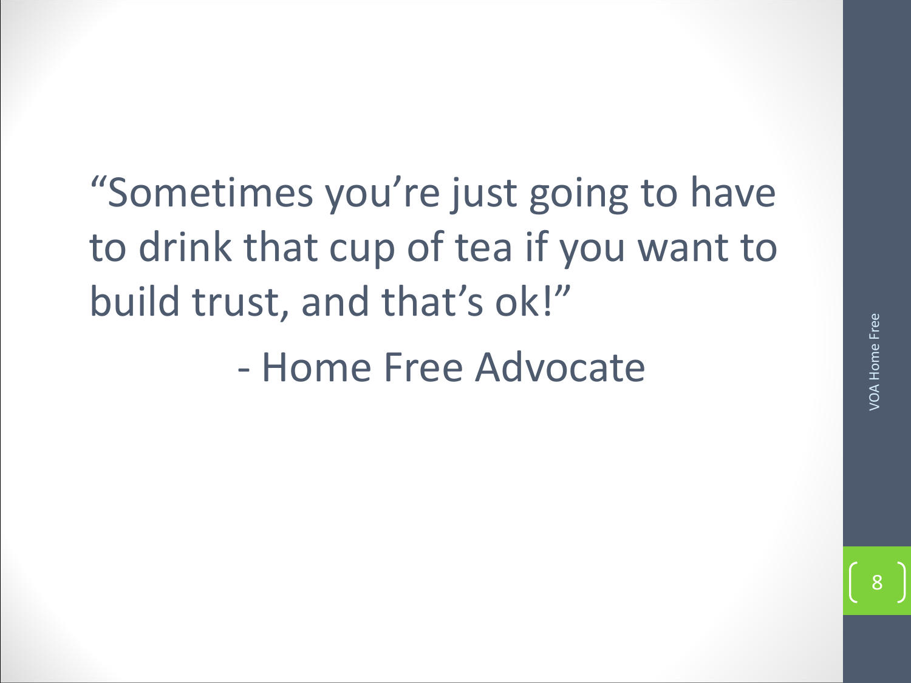"Sometimes you're just going to have to drink that cup of tea if you want to build trust, and that's ok!"

- Home Free Advocate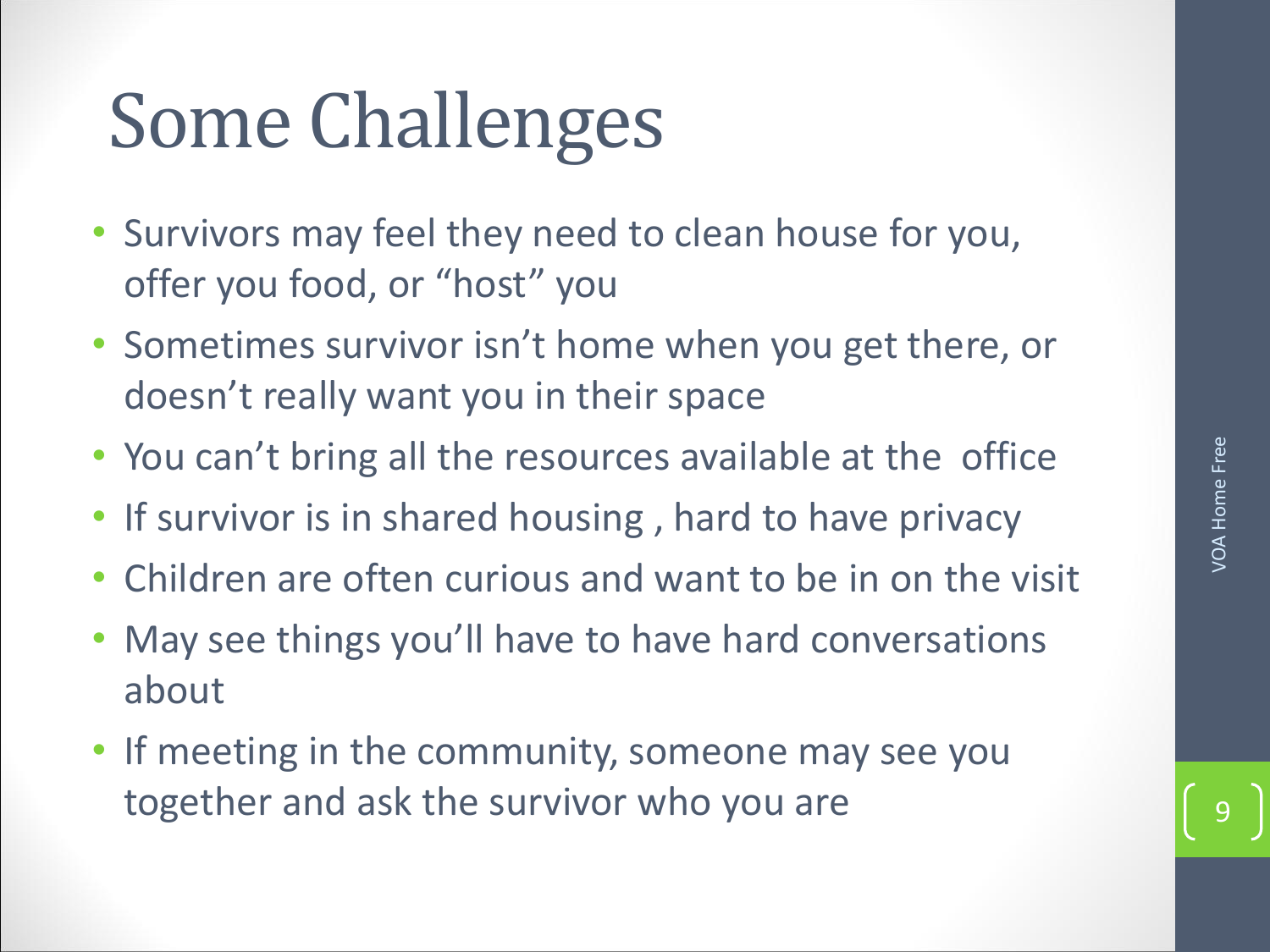# Some Challenges

- Survivors may feel they need to clean house for you, offer you food, or "host" you
- Sometimes survivor isn't home when you get there, or doesn't really want you in their space
- You can't bring all the resources available at the office
- If survivor is in shared housing , hard to have privacy
- Children are often curious and want to be in on the visit
- May see things you'll have to have hard conversations about
- If meeting in the community, someone may see you together and ask the survivor who you are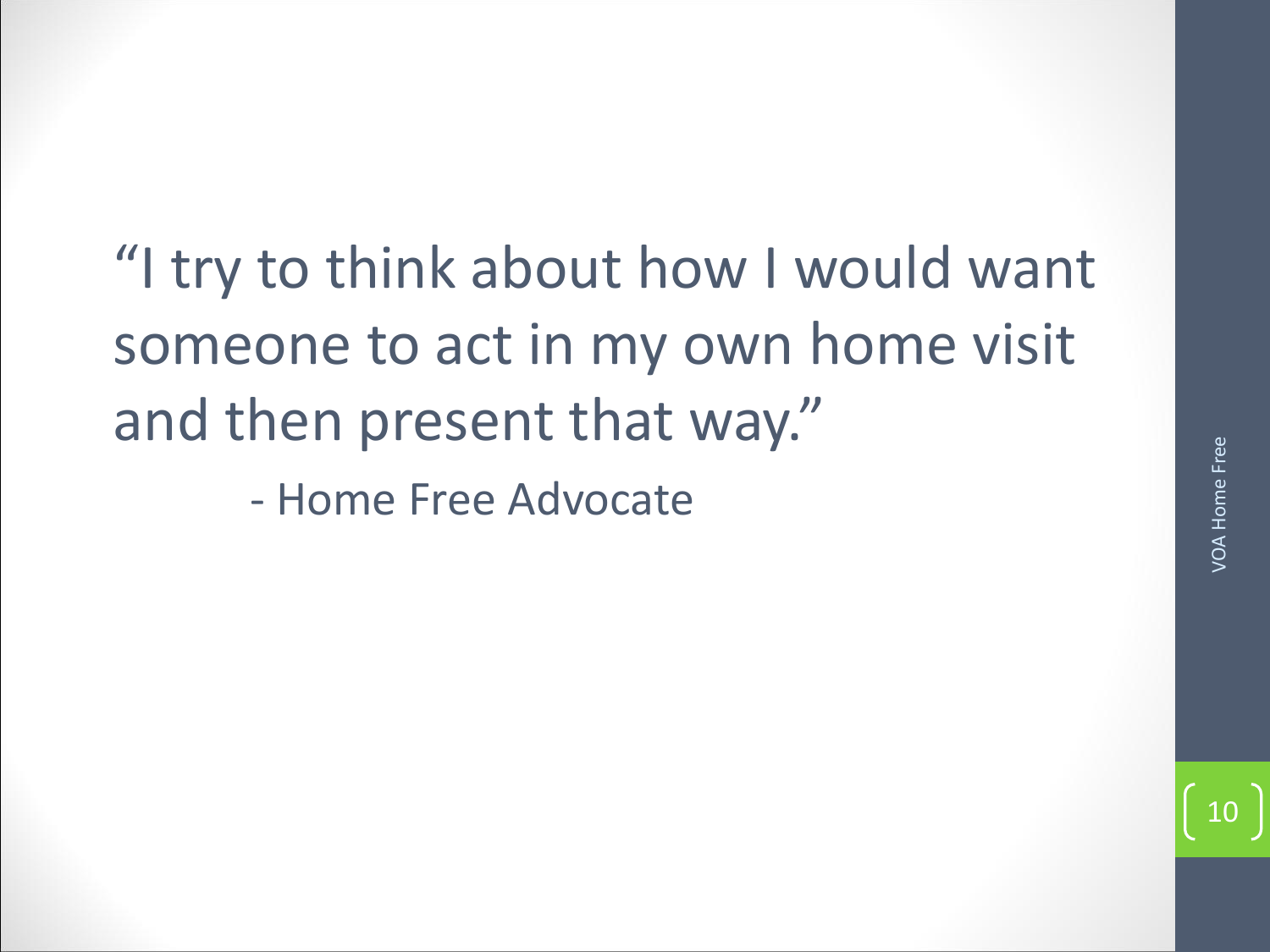"I try to think about how I would want someone to act in my own home visit and then present that way."

- Home Free Advocate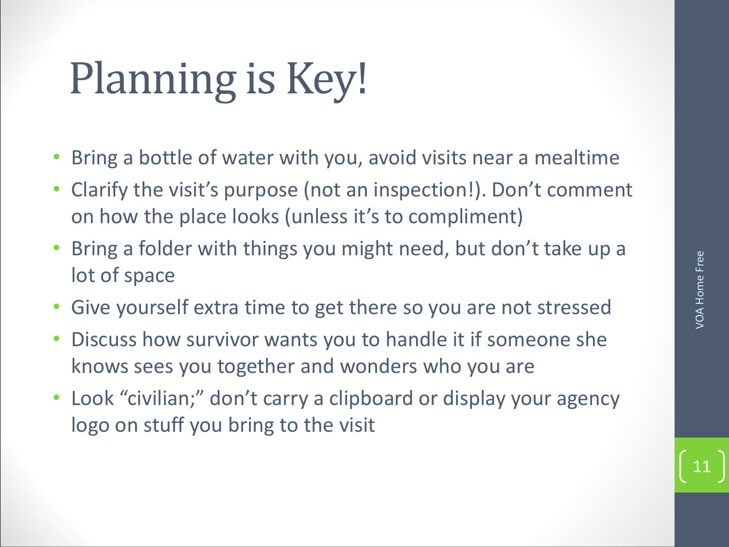# Planning is Key!

- Bring a bottle of water with you, avoid visits near a mealtime
- Clarify the visit's purpose (not an inspection!). Don't comment on how the place looks (unless it's to compliment)
- Bring a folder with things you might need, but don't take up a lot of space
- Give yourself extra time to get there so you are not stressed
- Discuss how survivor wants you to handle it if someone she knows sees you together and wonders who you are
- Look "civilian;" don't carry a clipboard or display your agency logo on stuff you bring to the visit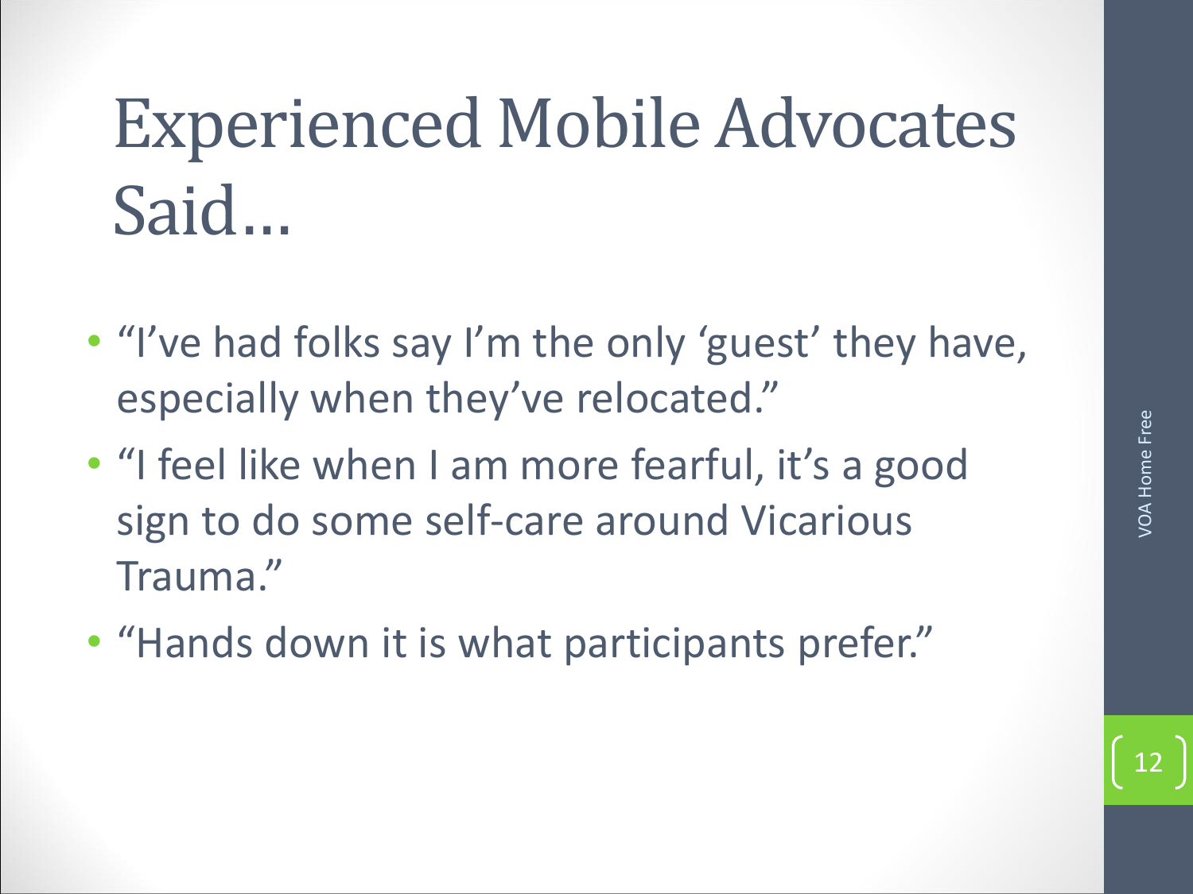# Experienced Mobile Advocates Said…

- "I've had folks say I'm the only 'guest' they have, especially when they've relocated."
- "I feel like when I am more fearful, it's a good sign to do some self-care around Vicarious Trauma."
- "Hands down it is what participants prefer."